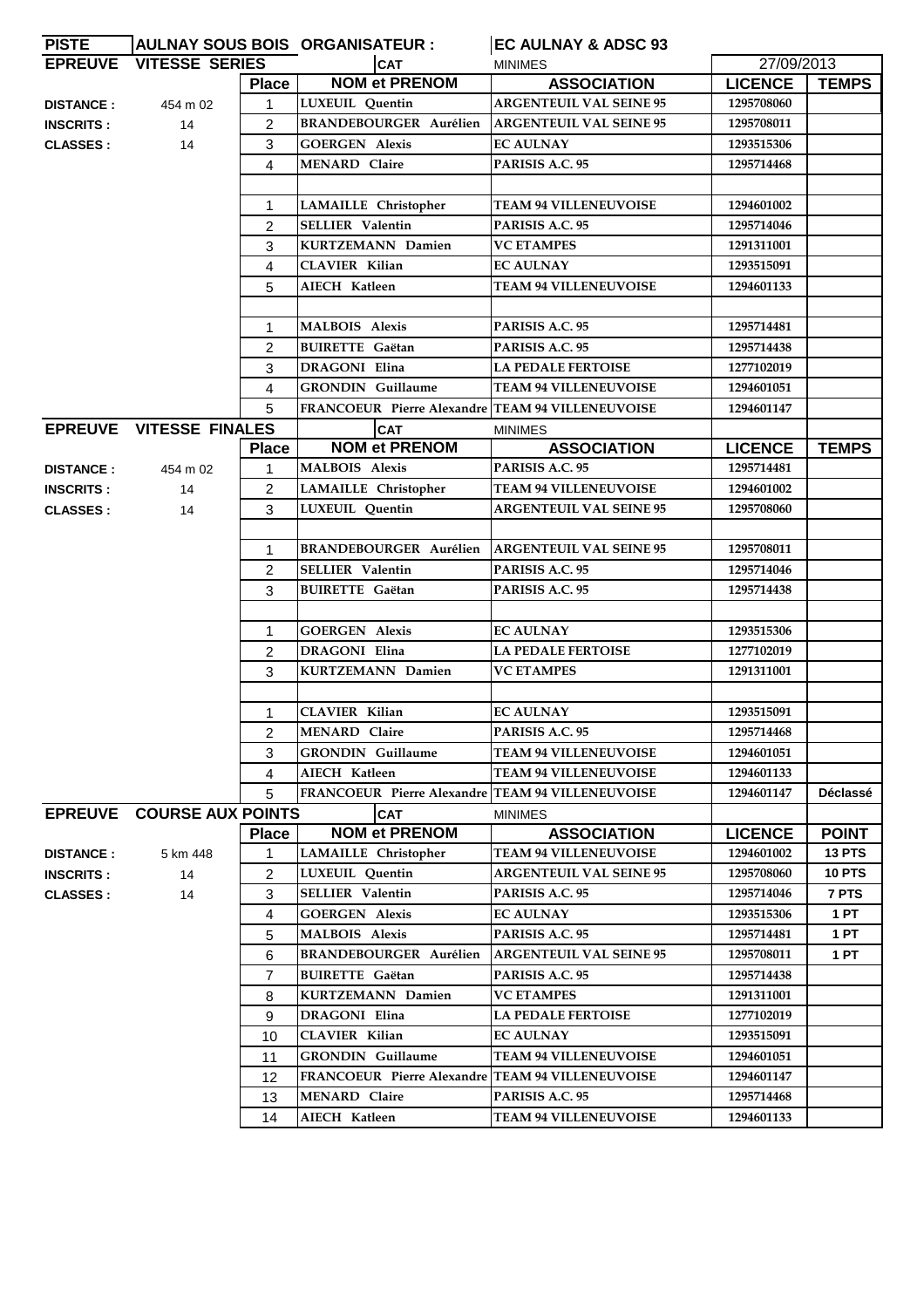| PISTE | AULNAY SOUS BOIS | ORGANISATEUR : | EC AULNAY & ADSC 93 | | |
|---|---|---|---|---|---|
| **EPREUVE** | **VITESSE SERIES** | **CAT** | MINIMES | 27/09/2013 | |
| | **Place** | **NOM et PRENOM** | **ASSOCIATION** | **LICENCE** | **TEMPS** |
| **DISTANCE :** 454 m 02 | 1 | LUXEUIL Quentin | ARGENTEUIL VAL SEINE 95 | 1295708060 | |
| **INSCRITS :** 14 | 2 | BRANDEBOURGER Aurélien | ARGENTEUIL VAL SEINE 95 | 1295708011 | |
| **CLASSES :** 14 | 3 | GOERGEN Alexis | EC AULNAY | 1293515306 | |
| | 4 | MENARD Claire | PARISIS A.C. 95 | 1295714468 | |
| | | | | | |
| | 1 | LAMAILLE Christopher | TEAM 94 VILLENEUVOISE | 1294601002 | |
| | 2 | SELLIER Valentin | PARISIS A.C. 95 | 1295714046 | |
| | 3 | KURTZEMANN Damien | VC ETAMPES | 1291311001 | |
| | 4 | CLAVIER Kilian | EC AULNAY | 1293515091 | |
| | 5 | AIECH Katleen | TEAM 94 VILLENEUVOISE | 1294601133 | |
| | | | | | |
| | 1 | MALBOIS Alexis | PARISIS A.C. 95 | 1295714481 | |
| | 2 | BUIRETTE Gaëtan | PARISIS A.C. 95 | 1295714438 | |
| | 3 | DRAGONI Elina | LA PEDALE FERTOISE | 1277102019 | |
| | 4 | GRONDIN Guillaume | TEAM 94 VILLENEUVOISE | 1294601051 | |
| | 5 | FRANCOEUR Pierre Alexandre | TEAM 94 VILLENEUVOISE | 1294601147 | |
| **EPREUVE** | **VITESSE FINALES** | **CAT** | MINIMES | | |
| | **Place** | **NOM et PRENOM** | **ASSOCIATION** | **LICENCE** | **TEMPS** |
| **DISTANCE :** 454 m 02 | 1 | MALBOIS Alexis | PARISIS A.C. 95 | 1295714481 | |
| **INSCRITS :** 14 | 2 | LAMAILLE Christopher | TEAM 94 VILLENEUVOISE | 1294601002 | |
| **CLASSES :** 14 | 3 | LUXEUIL Quentin | ARGENTEUIL VAL SEINE 95 | 1295708060 | |
| | | | | | |
| | 1 | BRANDEBOURGER Aurélien | ARGENTEUIL VAL SEINE 95 | 1295708011 | |
| | 2 | SELLIER Valentin | PARISIS A.C. 95 | 1295714046 | |
| | 3 | BUIRETTE Gaëtan | PARISIS A.C. 95 | 1295714438 | |
| | | | | | |
| | 1 | GOERGEN Alexis | EC AULNAY | 1293515306 | |
| | 2 | DRAGONI Elina | LA PEDALE FERTOISE | 1277102019 | |
| | 3 | KURTZEMANN Damien | VC ETAMPES | 1291311001 | |
| | | | | | |
| | 1 | CLAVIER Kilian | EC AULNAY | 1293515091 | |
| | 2 | MENARD Claire | PARISIS A.C. 95 | 1295714468 | |
| | 3 | GRONDIN Guillaume | TEAM 94 VILLENEUVOISE | 1294601051 | |
| | 4 | AIECH Katleen | TEAM 94 VILLENEUVOISE | 1294601133 | |
| | 5 | FRANCOEUR Pierre Alexandre | TEAM 94 VILLENEUVOISE | 1294601147 | Déclassé |
| **EPREUVE** | **COURSE AUX POINTS** | **CAT** | MINIMES | | |
| | **Place** | **NOM et PRENOM** | **ASSOCIATION** | **LICENCE** | **POINT** |
| **DISTANCE :** 5 km 448 | 1 | LAMAILLE Christopher | TEAM 94 VILLENEUVOISE | 1294601002 | 13 PTS |
| **INSCRITS :** 14 | 2 | LUXEUIL Quentin | ARGENTEUIL VAL SEINE 95 | 1295708060 | 10 PTS |
| **CLASSES :** 14 | 3 | SELLIER Valentin | PARISIS A.C. 95 | 1295714046 | 7 PTS |
| | 4 | GOERGEN Alexis | EC AULNAY | 1293515306 | 1 PT |
| | 5 | MALBOIS Alexis | PARISIS A.C. 95 | 1295714481 | 1 PT |
| | 6 | BRANDEBOURGER Aurélien | ARGENTEUIL VAL SEINE 95 | 1295708011 | 1 PT |
| | 7 | BUIRETTE Gaëtan | PARISIS A.C. 95 | 1295714438 | |
| | 8 | KURTZEMANN Damien | VC ETAMPES | 1291311001 | |
| | 9 | DRAGONI Elina | LA PEDALE FERTOISE | 1277102019 | |
| | 10 | CLAVIER Kilian | EC AULNAY | 1293515091 | |
| | 11 | GRONDIN Guillaume | TEAM 94 VILLENEUVOISE | 1294601051 | |
| | 12 | FRANCOEUR Pierre Alexandre | TEAM 94 VILLENEUVOISE | 1294601147 | |
| | 13 | MENARD Claire | PARISIS A.C. 95 | 1295714468 | |
| | 14 | AIECH Katleen | TEAM 94 VILLENEUVOISE | 1294601133 | |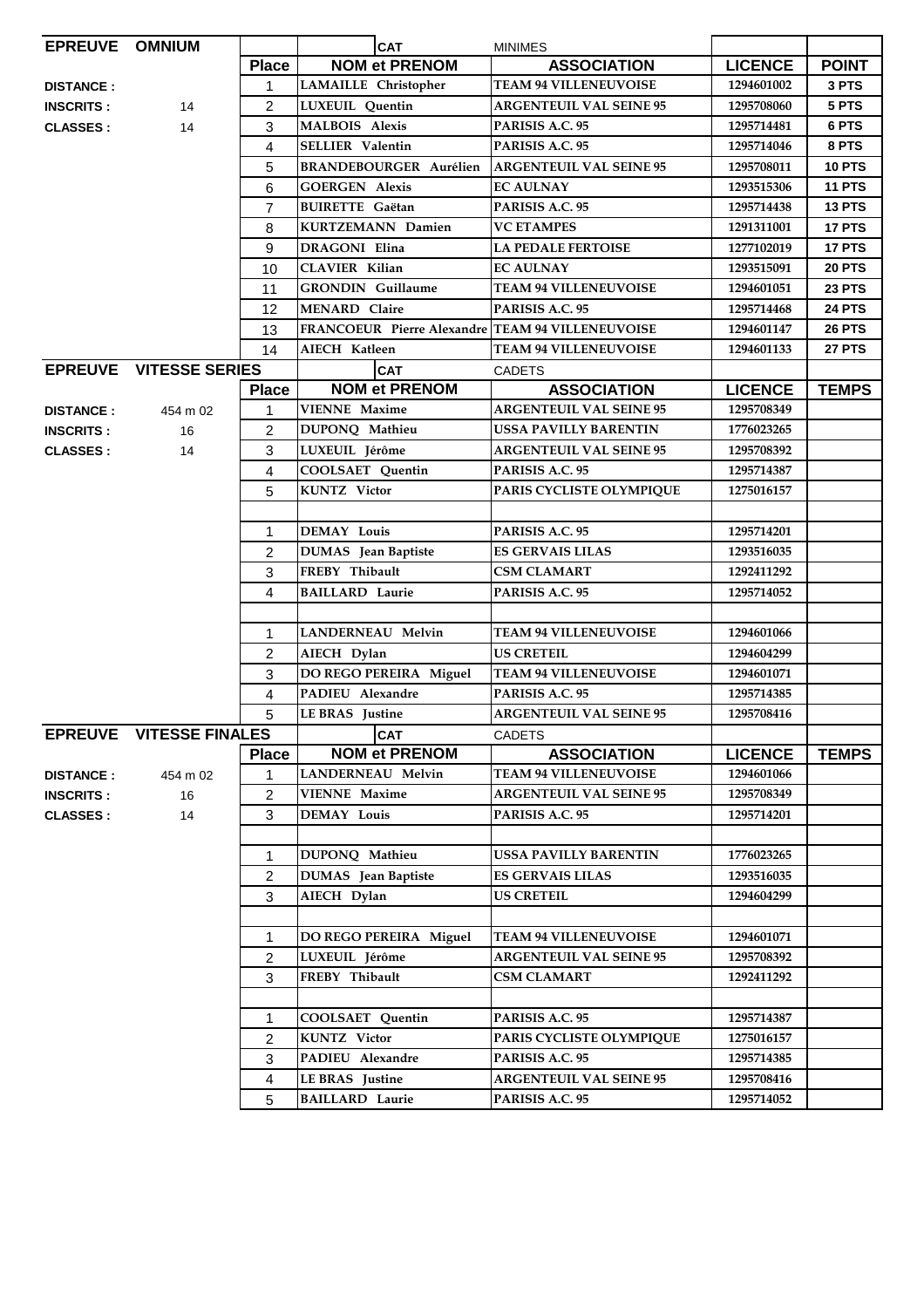| EPREUVE | OMNIUM | | CAT | MINIMES | | |
|---|---|---|---|---|---|---|
| | | **Place** | **NOM et PRENOM** | **ASSOCIATION** | **LICENCE** | **POINT** |
| **DISTANCE :** | | 1 | LAMAILLE Christopher | TEAM 94 VILLENEUVOISE | 1294601002 | 3 PTS |
| **INSCRITS :** | 14 | 2 | LUXEUIL Quentin | ARGENTEUIL VAL SEINE 95 | 1295708060 | 5 PTS |
| **CLASSES :** | 14 | 3 | MALBOIS Alexis | PARISIS A.C. 95 | 1295714481 | 6 PTS |
| | | 4 | SELLIER Valentin | PARISIS A.C. 95 | 1295714046 | 8 PTS |
| | | 5 | BRANDEBOURGER Aurélien | ARGENTEUIL VAL SEINE 95 | 1295708011 | 10 PTS |
| | | 6 | GOERGEN Alexis | EC AULNAY | 1293515306 | 11 PTS |
| | | 7 | BUIRETTE Gaëtan | PARISIS A.C. 95 | 1295714438 | 13 PTS |
| | | 8 | KURTZEMANN Damien | VC ETAMPES | 1291311001 | 17 PTS |
| | | 9 | DRAGONI Elina | LA PEDALE FERTOISE | 1277102019 | 17 PTS |
| | | 10 | CLAVIER Kilian | EC AULNAY | 1293515091 | 20 PTS |
| | | 11 | GRONDIN Guillaume | TEAM 94 VILLENEUVOISE | 1294601051 | 23 PTS |
| | | 12 | MENARD Claire | PARISIS A.C. 95 | 1295714468 | 24 PTS |
| | | 13 | FRANCOEUR Pierre Alexandre | TEAM 94 VILLENEUVOISE | 1294601147 | 26 PTS |
| | | 14 | AIECH Katleen | TEAM 94 VILLENEUVOISE | 1294601133 | 27 PTS |

| EPREUVE | VITESSE SERIES | | CAT | CADETS | | |
|---|---|---|---|---|---|---|
| | | **Place** | **NOM et PRENOM** | **ASSOCIATION** | **LICENCE** | **TEMPS** |
| **DISTANCE :** | 454 m 02 | 1 | VIENNE Maxime | ARGENTEUIL VAL SEINE 95 | 1295708349 | |
| **INSCRITS :** | 16 | 2 | DUPONQ Mathieu | USSA PAVILLY BARENTIN | 1776023265 | |
| **CLASSES :** | 14 | 3 | LUXEUIL Jérôme | ARGENTEUIL VAL SEINE 95 | 1295708392 | |
| | | 4 | COOLSAET Quentin | PARISIS A.C. 95 | 1295714387 | |
| | | 5 | KUNTZ Victor | PARIS CYCLISTE OLYMPIQUE | 1275016157 | |
| | | | | | | |
| | | 1 | DEMAY Louis | PARISIS A.C. 95 | 1295714201 | |
| | | 2 | DUMAS Jean Baptiste | ES GERVAIS LILAS | 1293516035 | |
| | | 3 | FREBY Thibault | CSM CLAMART | 1292411292 | |
| | | 4 | BAILLARD Laurie | PARISIS A.C. 95 | 1295714052 | |
| | | | | | | |
| | | 1 | LANDERNEAU Melvin | TEAM 94 VILLENEUVOISE | 1294601066 | |
| | | 2 | AIECH Dylan | US CRETEIL | 1294604299 | |
| | | 3 | DO REGO PEREIRA Miguel | TEAM 94 VILLENEUVOISE | 1294601071 | |
| | | 4 | PADIEU Alexandre | PARISIS A.C. 95 | 1295714385 | |
| | | 5 | LE BRAS Justine | ARGENTEUIL VAL SEINE 95 | 1295708416 | |

| EPREUVE | VITESSE FINALES | | CAT | CADETS | | |
|---|---|---|---|---|---|---|
| | | **Place** | **NOM et PRENOM** | **ASSOCIATION** | **LICENCE** | **TEMPS** |
| **DISTANCE :** | 454 m 02 | 1 | LANDERNEAU Melvin | TEAM 94 VILLENEUVOISE | 1294601066 | |
| **INSCRITS :** | 16 | 2 | VIENNE Maxime | ARGENTEUIL VAL SEINE 95 | 1295708349 | |
| **CLASSES :** | 14 | 3 | DEMAY Louis | PARISIS A.C. 95 | 1295714201 | |
| | | | | | | |
| | | 1 | DUPONQ Mathieu | USSA PAVILLY BARENTIN | 1776023265 | |
| | | 2 | DUMAS Jean Baptiste | ES GERVAIS LILAS | 1293516035 | |
| | | 3 | AIECH Dylan | US CRETEIL | 1294604299 | |
| | | | | | | |
| | | 1 | DO REGO PEREIRA Miguel | TEAM 94 VILLENEUVOISE | 1294601071 | |
| | | 2 | LUXEUIL Jérôme | ARGENTEUIL VAL SEINE 95 | 1295708392 | |
| | | 3 | FREBY Thibault | CSM CLAMART | 1292411292 | |
| | | | | | | |
| | | 1 | COOLSAET Quentin | PARISIS A.C. 95 | 1295714387 | |
| | | 2 | KUNTZ Victor | PARIS CYCLISTE OLYMPIQUE | 1275016157 | |
| | | 3 | PADIEU Alexandre | PARISIS A.C. 95 | 1295714385 | |
| | | 4 | LE BRAS Justine | ARGENTEUIL VAL SEINE 95 | 1295708416 | |
| | | 5 | BAILLARD Laurie | PARISIS A.C. 95 | 1295714052 | |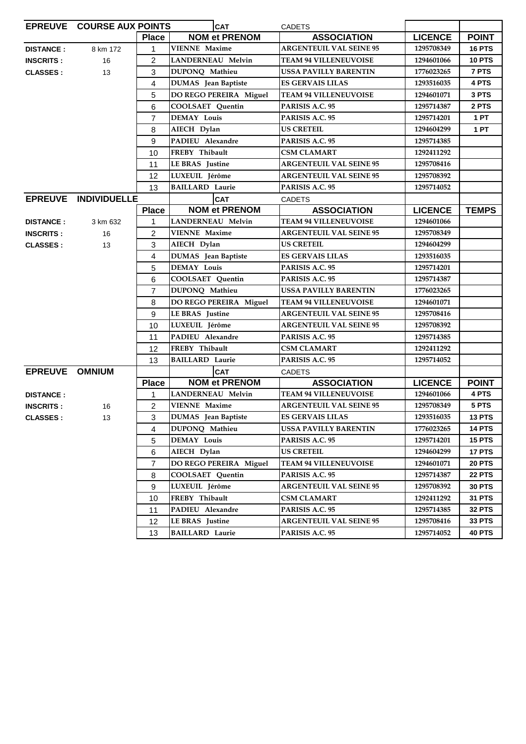| EPREUVE | COURSE AUX POINTS | | CAT | CADETS | | |
|---|---|---|---|---|---|---|
| | | **Place** | **NOM et PRENOM** | **ASSOCIATION** | **LICENCE** | **POINT** |
| **DISTANCE :** | 8 km 172 | 1 | VIENNE Maxime | ARGENTEUIL VAL SEINE 95 | 1295708349 | 16 PTS |
| **INSCRITS :** | 16 | 2 | LANDERNEAU Melvin | TEAM 94 VILLENEUVOISE | 1294601066 | 10 PTS |
| **CLASSES :** | 13 | 3 | DUPONQ Mathieu | USSA PAVILLY BARENTIN | 1776023265 | 7 PTS |
| | | 4 | DUMAS Jean Baptiste | ES GERVAIS LILAS | 1293516035 | 4 PTS |
| | | 5 | DO REGO PEREIRA Miguel | TEAM 94 VILLENEUVOISE | 1294601071 | 3 PTS |
| | | 6 | COOLSAET Quentin | PARISIS A.C. 95 | 1295714387 | 2 PTS |
| | | 7 | DEMAY Louis | PARISIS A.C. 95 | 1295714201 | 1 PT |
| | | 8 | AIECH Dylan | US CRETEIL | 1294604299 | 1 PT |
| | | 9 | PADIEU Alexandre | PARISIS A.C. 95 | 1295714385 | |
| | | 10 | FREBY Thibault | CSM CLAMART | 1292411292 | |
| | | 11 | LE BRAS Justine | ARGENTEUIL VAL SEINE 95 | 1295708416 | |
| | | 12 | LUXEUIL Jérôme | ARGENTEUIL VAL SEINE 95 | 1295708392 | |
| | | 13 | BAILLARD Laurie | PARISIS A.C. 95 | 1295714052 | |

| EPREUVE | INDIVIDUELLE | | CAT | CADETS | | |
|---|---|---|---|---|---|---|
| | | **Place** | **NOM et PRENOM** | **ASSOCIATION** | **LICENCE** | **TEMPS** |
| **DISTANCE :** | 3 km 632 | 1 | LANDERNEAU Melvin | TEAM 94 VILLENEUVOISE | 1294601066 | |
| **INSCRITS :** | 16 | 2 | VIENNE Maxime | ARGENTEUIL VAL SEINE 95 | 1295708349 | |
| **CLASSES :** | 13 | 3 | AIECH Dylan | US CRETEIL | 1294604299 | |
| | | 4 | DUMAS Jean Baptiste | ES GERVAIS LILAS | 1293516035 | |
| | | 5 | DEMAY Louis | PARISIS A.C. 95 | 1295714201 | |
| | | 6 | COOLSAET Quentin | PARISIS A.C. 95 | 1295714387 | |
| | | 7 | DUPONQ Mathieu | USSA PAVILLY BARENTIN | 1776023265 | |
| | | 8 | DO REGO PEREIRA Miguel | TEAM 94 VILLENEUVOISE | 1294601071 | |
| | | 9 | LE BRAS Justine | ARGENTEUIL VAL SEINE 95 | 1295708416 | |
| | | 10 | LUXEUIL Jérôme | ARGENTEUIL VAL SEINE 95 | 1295708392 | |
| | | 11 | PADIEU Alexandre | PARISIS A.C. 95 | 1295714385 | |
| | | 12 | FREBY Thibault | CSM CLAMART | 1292411292 | |
| | | 13 | BAILLARD Laurie | PARISIS A.C. 95 | 1295714052 | |

| EPREUVE | OMNIUM | | CAT | CADETS | | |
|---|---|---|---|---|---|---|
| | | **Place** | **NOM et PRENOM** | **ASSOCIATION** | **LICENCE** | **POINT** |
| **DISTANCE :** | | 1 | LANDERNEAU Melvin | TEAM 94 VILLENEUVOISE | 1294601066 | 4 PTS |
| **INSCRITS :** | 16 | 2 | VIENNE Maxime | ARGENTEUIL VAL SEINE 95 | 1295708349 | 5 PTS |
| **CLASSES :** | 13 | 3 | DUMAS Jean Baptiste | ES GERVAIS LILAS | 1293516035 | 13 PTS |
| | | 4 | DUPONQ Mathieu | USSA PAVILLY BARENTIN | 1776023265 | 14 PTS |
| | | 5 | DEMAY Louis | PARISIS A.C. 95 | 1295714201 | 15 PTS |
| | | 6 | AIECH Dylan | US CRETEIL | 1294604299 | 17 PTS |
| | | 7 | DO REGO PEREIRA Miguel | TEAM 94 VILLENEUVOISE | 1294601071 | 20 PTS |
| | | 8 | COOLSAET Quentin | PARISIS A.C. 95 | 1295714387 | 22 PTS |
| | | 9 | LUXEUIL Jérôme | ARGENTEUIL VAL SEINE 95 | 1295708392 | 30 PTS |
| | | 10 | FREBY Thibault | CSM CLAMART | 1292411292 | 31 PTS |
| | | 11 | PADIEU Alexandre | PARISIS A.C. 95 | 1295714385 | 32 PTS |
| | | 12 | LE BRAS Justine | ARGENTEUIL VAL SEINE 95 | 1295708416 | 33 PTS |
| | | 13 | BAILLARD Laurie | PARISIS A.C. 95 | 1295714052 | 40 PTS |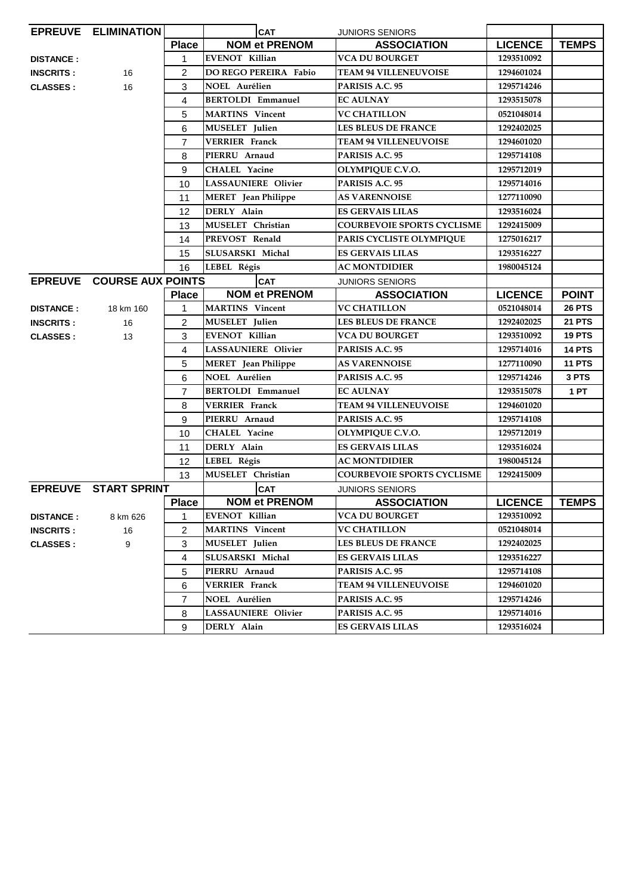| EPREUVE | ELIMINATION | | CAT | JUNIORS SENIORS | | |
|---|---|---|---|---|---|---|
| | | **Place** | **NOM et PRENOM** | **ASSOCIATION** | **LICENCE** | **TEMPS** |
| **DISTANCE :** | | 1 | EVENOT Killian | VCA DU BOURGET | 1293510092 | |
| **INSCRITS :** | 16 | 2 | DO REGO PEREIRA Fabio | TEAM 94 VILLENEUVOISE | 1294601024 | |
| **CLASSES :** | 16 | 3 | NOEL Aurélien | PARISIS A.C. 95 | 1295714246 | |
| | | 4 | BERTOLDI Emmanuel | EC AULNAY | 1293515078 | |
| | | 5 | MARTINS Vincent | VC CHATILLON | 0521048014 | |
| | | 6 | MUSELET Julien | LES BLEUS DE FRANCE | 1292402025 | |
| | | 7 | VERRIER Franck | TEAM 94 VILLENEUVOISE | 1294601020 | |
| | | 8 | PIERRU Arnaud | PARISIS A.C. 95 | 1295714108 | |
| | | 9 | CHALEL Yacine | OLYMPIQUE C.V.O. | 1295712019 | |
| | | 10 | LASSAUNIERE Olivier | PARISIS A.C. 95 | 1295714016 | |
| | | 11 | MERET Jean Philippe | AS VARENNOISE | 1277110090 | |
| | | 12 | DERLY Alain | ES GERVAIS LILAS | 1293516024 | |
| | | 13 | MUSELET Christian | COURBEVOIE SPORTS CYCLISME | 1292415009 | |
| | | 14 | PREVOST Renald | PARIS CYCLISTE OLYMPIQUE | 1275016217 | |
| | | 15 | SLUSARSKI Michal | ES GERVAIS LILAS | 1293516227 | |
| | | 16 | LEBEL Régis | AC MONTDIDIER | 1980045124 | |

| EPREUVE | COURSE AUX POINTS | | CAT | JUNIORS SENIORS | | |
|---|---|---|---|---|---|---|
| | | **Place** | **NOM et PRENOM** | **ASSOCIATION** | **LICENCE** | **POINT** |
| **DISTANCE :** | 18 km 160 | 1 | MARTINS Vincent | VC CHATILLON | 0521048014 | 26 PTS |
| **INSCRITS :** | 16 | 2 | MUSELET Julien | LES BLEUS DE FRANCE | 1292402025 | 21 PTS |
| **CLASSES :** | 13 | 3 | EVENOT Killian | VCA DU BOURGET | 1293510092 | 19 PTS |
| | | 4 | LASSAUNIERE Olivier | PARISIS A.C. 95 | 1295714016 | 14 PTS |
| | | 5 | MERET Jean Philippe | AS VARENNOISE | 1277110090 | 11 PTS |
| | | 6 | NOEL Aurélien | PARISIS A.C. 95 | 1295714246 | 3 PTS |
| | | 7 | BERTOLDI Emmanuel | EC AULNAY | 1293515078 | 1 PT |
| | | 8 | VERRIER Franck | TEAM 94 VILLENEUVOISE | 1294601020 | |
| | | 9 | PIERRU Arnaud | PARISIS A.C. 95 | 1295714108 | |
| | | 10 | CHALEL Yacine | OLYMPIQUE C.V.O. | 1295712019 | |
| | | 11 | DERLY Alain | ES GERVAIS LILAS | 1293516024 | |
| | | 12 | LEBEL Régis | AC MONTDIDIER | 1980045124 | |
| | | 13 | MUSELET Christian | COURBEVOIE SPORTS CYCLISME | 1292415009 | |

| EPREUVE | START SPRINT | | CAT | JUNIORS SENIORS | | |
|---|---|---|---|---|---|---|
| | | **Place** | **NOM et PRENOM** | **ASSOCIATION** | **LICENCE** | **TEMPS** |
| **DISTANCE :** | 8 km 626 | 1 | EVENOT Killian | VCA DU BOURGET | 1293510092 | |
| **INSCRITS :** | 16 | 2 | MARTINS Vincent | VC CHATILLON | 0521048014 | |
| **CLASSES :** | 9 | 3 | MUSELET Julien | LES BLEUS DE FRANCE | 1292402025 | |
| | | 4 | SLUSARSKI Michal | ES GERVAIS LILAS | 1293516227 | |
| | | 5 | PIERRU Arnaud | PARISIS A.C. 95 | 1295714108 | |
| | | 6 | VERRIER Franck | TEAM 94 VILLENEUVOISE | 1294601020 | |
| | | 7 | NOEL Aurélien | PARISIS A.C. 95 | 1295714246 | |
| | | 8 | LASSAUNIERE Olivier | PARISIS A.C. 95 | 1295714016 | |
| | | 9 | DERLY Alain | ES GERVAIS LILAS | 1293516024 | |